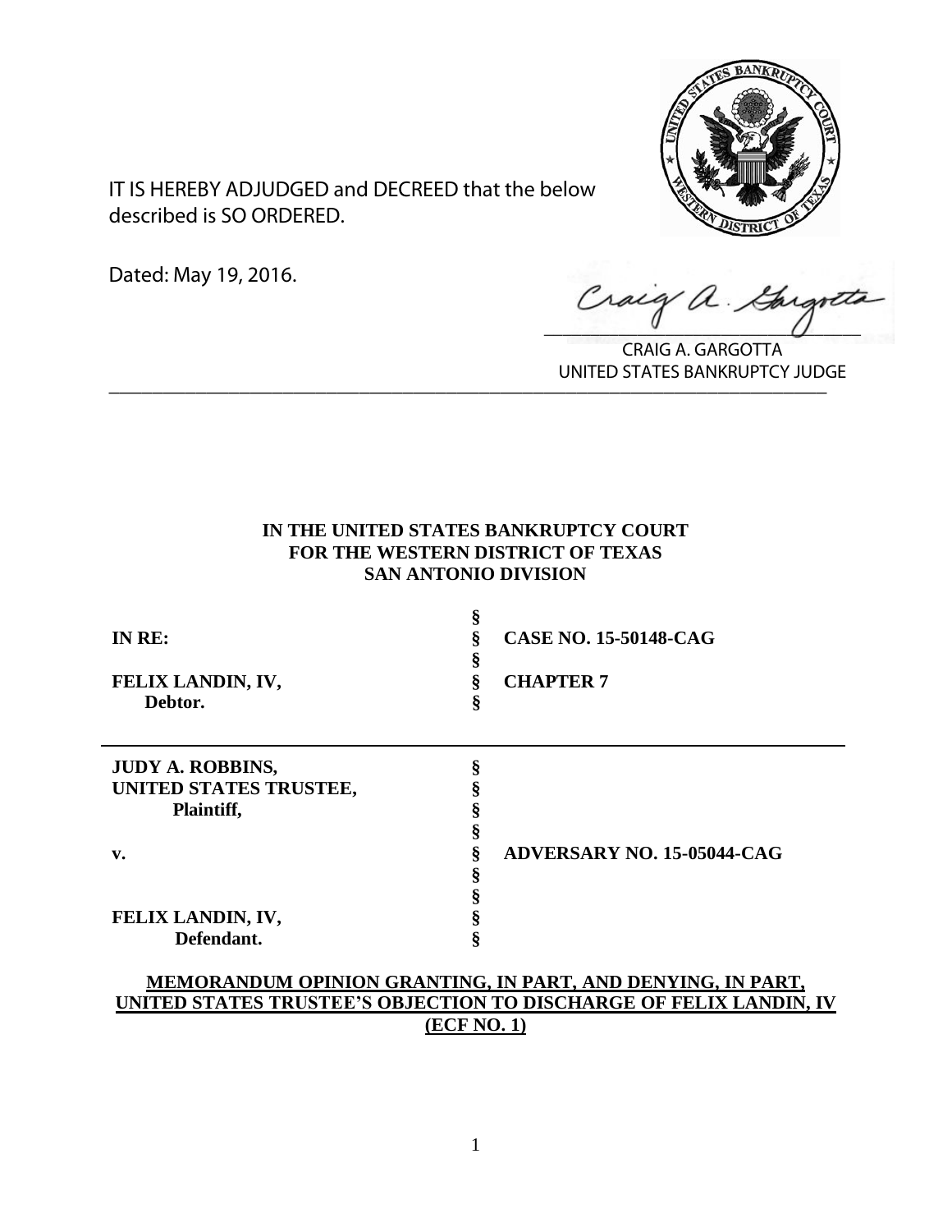IT IS HEREBY ADJUDGED and DECREED that the below described is SO ORDERED.

Dated: May 19, 2016.

CRAIG A. GARGOTTA
UNITED STATES BANKRUPTCY JUDGE

---

**IN THE UNITED STATES BANKRUPTCY COURT**
**FOR THE WESTERN DISTRICT OF TEXAS**
**SAN ANTONIO DIVISION**

| | | |
|---|---|---|
| **IN RE:** | § | **CASE NO. 15-50148-CAG** |
| | § | |
| **FELIX LANDIN, IV,** | § | **CHAPTER 7** |
| **Debtor.** | § | |

| | | |
|---|---|---|
| **JUDY A. ROBBINS,** | § | |
| **UNITED STATES TRUSTEE,** | § | |
| **Plaintiff,** | § | |
| | § | |
| **v.** | § | **ADVERSARY NO. 15-05044-CAG** |
| | § | |
| | § | |
| **FELIX LANDIN, IV,** | § | |
| **Defendant.** | § | |

**MEMORANDUM OPINION GRANTING, IN PART, AND DENYING, IN PART, UNITED STATES TRUSTEE'S OBJECTION TO DISCHARGE OF FELIX LANDIN, IV (ECF NO. 1)**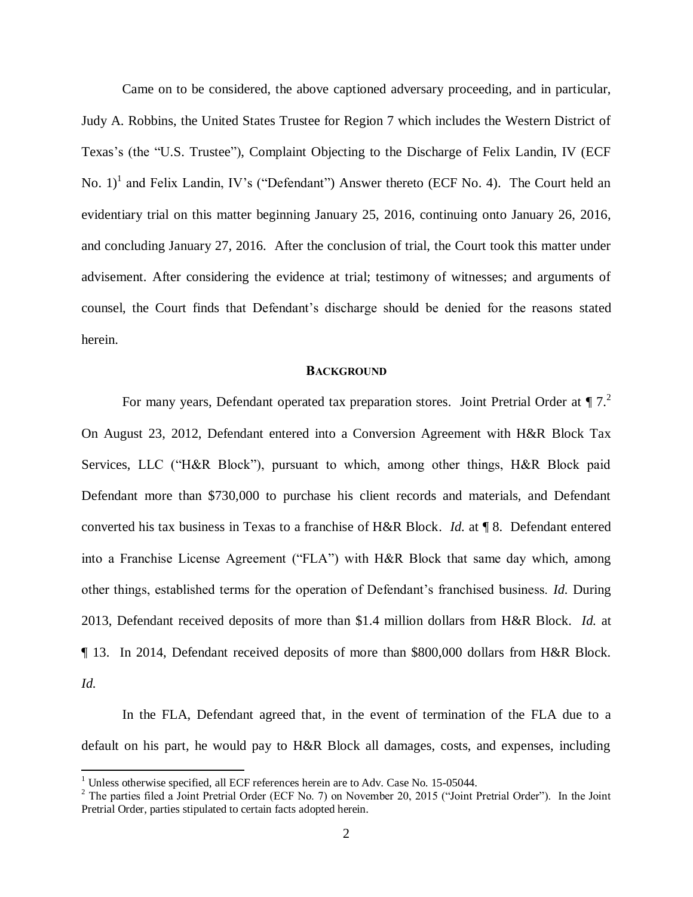Came on to be considered, the above captioned adversary proceeding, and in particular, Judy A. Robbins, the United States Trustee for Region 7 which includes the Western District of Texas's (the "U.S. Trustee"), Complaint Objecting to the Discharge of Felix Landin, IV (ECF No. 1)[1] and Felix Landin, IV's ("Defendant") Answer thereto (ECF No. 4). The Court held an evidentiary trial on this matter beginning January 25, 2016, continuing onto January 26, 2016, and concluding January 27, 2016. After the conclusion of trial, the Court took this matter under advisement. After considering the evidence at trial; testimony of witnesses; and arguments of counsel, the Court finds that Defendant's discharge should be denied for the reasons stated herein.

## BACKGROUND

For many years, Defendant operated tax preparation stores. Joint Pretrial Order at ¶ 7.[2] On August 23, 2012, Defendant entered into a Conversion Agreement with H&R Block Tax Services, LLC ("H&R Block"), pursuant to which, among other things, H&R Block paid Defendant more than $730,000 to purchase his client records and materials, and Defendant converted his tax business in Texas to a franchise of H&R Block. *Id.* at ¶ 8. Defendant entered into a Franchise License Agreement ("FLA") with H&R Block that same day which, among other things, established terms for the operation of Defendant's franchised business. *Id.* During 2013, Defendant received deposits of more than $1.4 million dollars from H&R Block. *Id.* at ¶ 13. In 2014, Defendant received deposits of more than $800,000 dollars from H&R Block. *Id.*

In the FLA, Defendant agreed that, in the event of termination of the FLA due to a default on his part, he would pay to H&R Block all damages, costs, and expenses, including

---

[1] Unless otherwise specified, all ECF references herein are to Adv. Case No. 15-05044.

[2] The parties filed a Joint Pretrial Order (ECF No. 7) on November 20, 2015 ("Joint Pretrial Order"). In the Joint Pretrial Order, parties stipulated to certain facts adopted herein.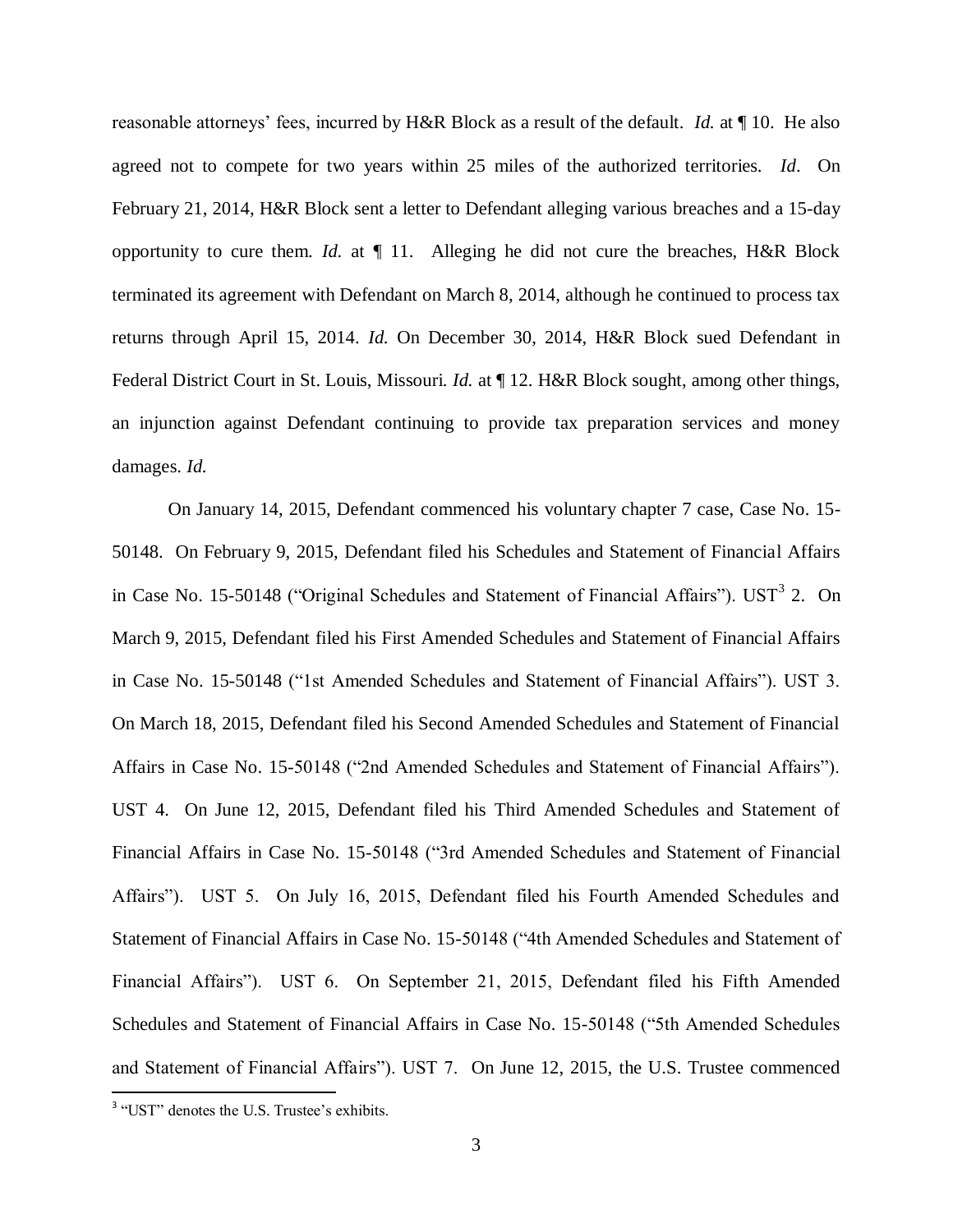reasonable attorneys' fees, incurred by H&R Block as a result of the default. *Id.* at ¶ 10. He also agreed not to compete for two years within 25 miles of the authorized territories. *Id*. On February 21, 2014, H&R Block sent a letter to Defendant alleging various breaches and a 15-day opportunity to cure them. *Id.* at ¶ 11. Alleging he did not cure the breaches, H&R Block terminated its agreement with Defendant on March 8, 2014, although he continued to process tax returns through April 15, 2014. *Id.* On December 30, 2014, H&R Block sued Defendant in Federal District Court in St. Louis, Missouri. *Id.* at ¶ 12. H&R Block sought, among other things, an injunction against Defendant continuing to provide tax preparation services and money damages. *Id.*

On January 14, 2015, Defendant commenced his voluntary chapter 7 case, Case No. 15-50148. On February 9, 2015, Defendant filed his Schedules and Statement of Financial Affairs in Case No. 15-50148 ("Original Schedules and Statement of Financial Affairs"). UST[3] 2. On March 9, 2015, Defendant filed his First Amended Schedules and Statement of Financial Affairs in Case No. 15-50148 ("1st Amended Schedules and Statement of Financial Affairs"). UST 3. On March 18, 2015, Defendant filed his Second Amended Schedules and Statement of Financial Affairs in Case No. 15-50148 ("2nd Amended Schedules and Statement of Financial Affairs"). UST 4. On June 12, 2015, Defendant filed his Third Amended Schedules and Statement of Financial Affairs in Case No. 15-50148 ("3rd Amended Schedules and Statement of Financial Affairs"). UST 5. On July 16, 2015, Defendant filed his Fourth Amended Schedules and Statement of Financial Affairs in Case No. 15-50148 ("4th Amended Schedules and Statement of Financial Affairs"). UST 6. On September 21, 2015, Defendant filed his Fifth Amended Schedules and Statement of Financial Affairs in Case No. 15-50148 ("5th Amended Schedules and Statement of Financial Affairs"). UST 7. On June 12, 2015, the U.S. Trustee commenced

[3] "UST" denotes the U.S. Trustee's exhibits.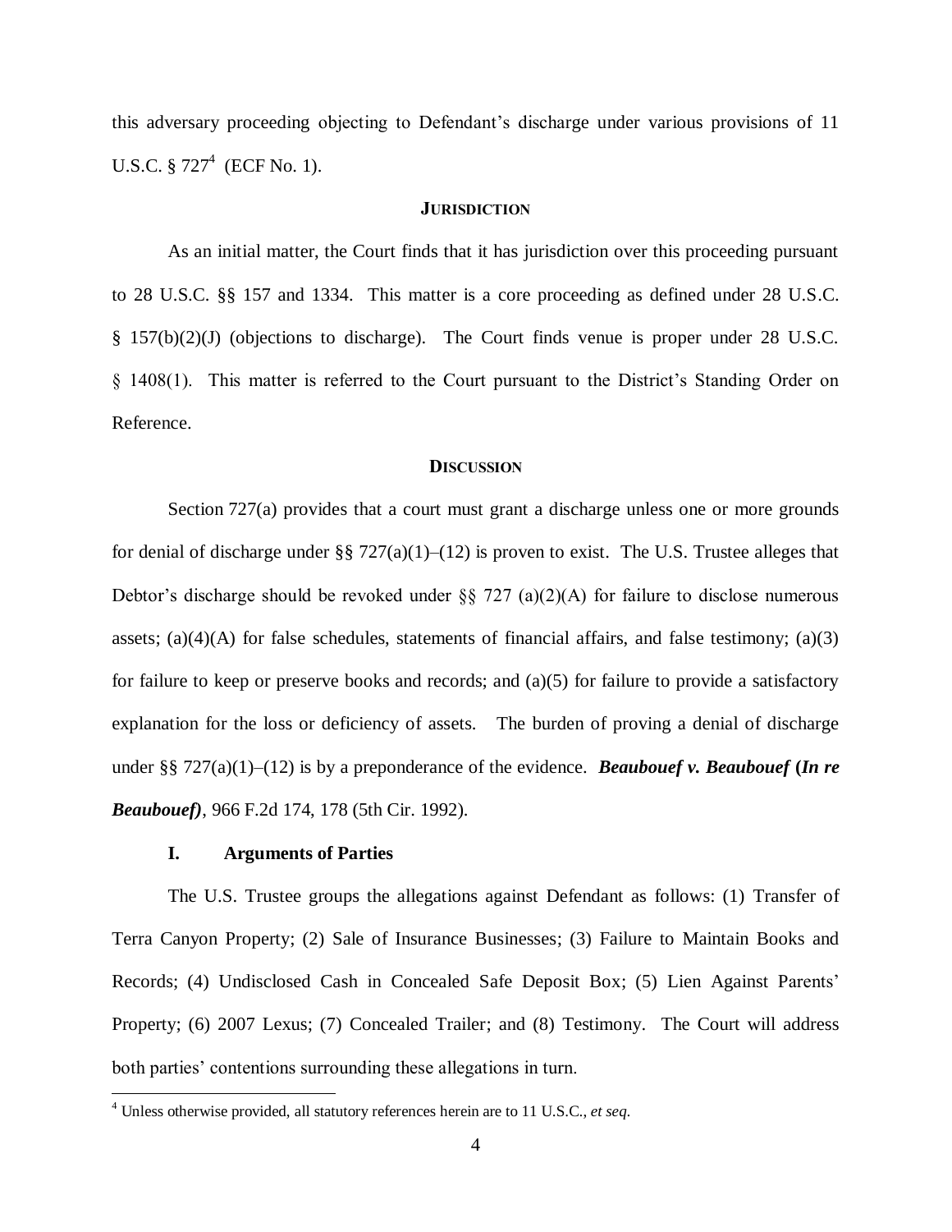this adversary proceeding objecting to Defendant's discharge under various provisions of 11 U.S.C. § 727[4] (ECF No. 1).

## JURISDICTION

As an initial matter, the Court finds that it has jurisdiction over this proceeding pursuant to 28 U.S.C. §§ 157 and 1334. This matter is a core proceeding as defined under 28 U.S.C. § 157(b)(2)(J) (objections to discharge). The Court finds venue is proper under 28 U.S.C. § 1408(1). This matter is referred to the Court pursuant to the District's Standing Order on Reference.

## DISCUSSION

Section 727(a) provides that a court must grant a discharge unless one or more grounds for denial of discharge under §§ 727(a)(1)–(12) is proven to exist. The U.S. Trustee alleges that Debtor's discharge should be revoked under §§ 727 (a)(2)(A) for failure to disclose numerous assets; (a)(4)(A) for false schedules, statements of financial affairs, and false testimony; (a)(3) for failure to keep or preserve books and records; and (a)(5) for failure to provide a satisfactory explanation for the loss or deficiency of assets. The burden of proving a denial of discharge under §§ 727(a)(1)–(12) is by a preponderance of the evidence. ***Beaubouef v. Beaubouef* (*In re Beaubouef*)**, 966 F.2d 174, 178 (5th Cir. 1992).

### I. Arguments of Parties

The U.S. Trustee groups the allegations against Defendant as follows: (1) Transfer of Terra Canyon Property; (2) Sale of Insurance Businesses; (3) Failure to Maintain Books and Records; (4) Undisclosed Cash in Concealed Safe Deposit Box; (5) Lien Against Parents' Property; (6) 2007 Lexus; (7) Concealed Trailer; and (8) Testimony. The Court will address both parties' contentions surrounding these allegations in turn.

[4] Unless otherwise provided, all statutory references herein are to 11 U.S.C., *et seq*.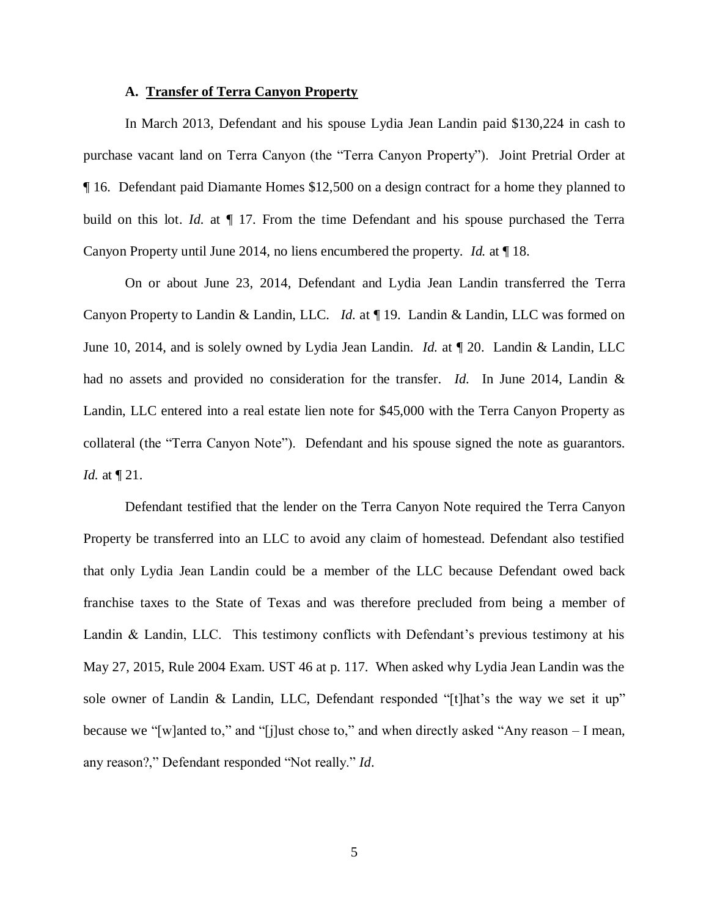### A. <u>Transfer of Terra Canyon Property</u>

In March 2013, Defendant and his spouse Lydia Jean Landin paid $130,224 in cash to purchase vacant land on Terra Canyon (the "Terra Canyon Property"). Joint Pretrial Order at ¶ 16. Defendant paid Diamante Homes $12,500 on a design contract for a home they planned to build on this lot. *Id.* at ¶ 17. From the time Defendant and his spouse purchased the Terra Canyon Property until June 2014, no liens encumbered the property. *Id.* at ¶ 18.

On or about June 23, 2014, Defendant and Lydia Jean Landin transferred the Terra Canyon Property to Landin & Landin, LLC. *Id.* at ¶ 19. Landin & Landin, LLC was formed on June 10, 2014, and is solely owned by Lydia Jean Landin. *Id.* at ¶ 20. Landin & Landin, LLC had no assets and provided no consideration for the transfer. *Id.* In June 2014, Landin & Landin, LLC entered into a real estate lien note for $45,000 with the Terra Canyon Property as collateral (the "Terra Canyon Note"). Defendant and his spouse signed the note as guarantors. *Id.* at ¶ 21.

Defendant testified that the lender on the Terra Canyon Note required the Terra Canyon Property be transferred into an LLC to avoid any claim of homestead. Defendant also testified that only Lydia Jean Landin could be a member of the LLC because Defendant owed back franchise taxes to the State of Texas and was therefore precluded from being a member of Landin & Landin, LLC. This testimony conflicts with Defendant's previous testimony at his May 27, 2015, Rule 2004 Exam. UST 46 at p. 117. When asked why Lydia Jean Landin was the sole owner of Landin & Landin, LLC, Defendant responded "[t]hat's the way we set it up" because we "[w]anted to," and "[j]ust chose to," and when directly asked "Any reason – I mean, any reason?," Defendant responded "Not really." *Id*.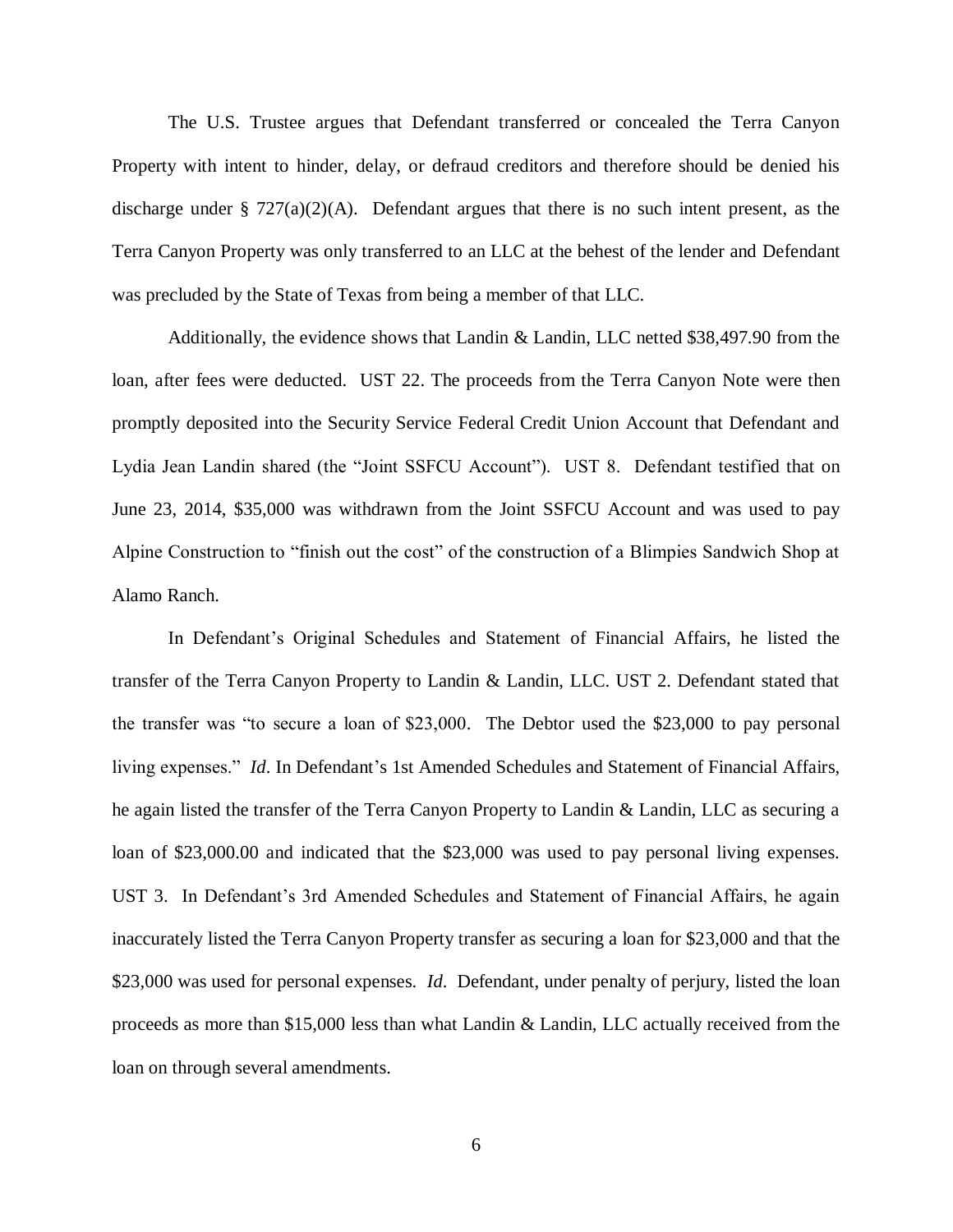The U.S. Trustee argues that Defendant transferred or concealed the Terra Canyon Property with intent to hinder, delay, or defraud creditors and therefore should be denied his discharge under § 727(a)(2)(A). Defendant argues that there is no such intent present, as the Terra Canyon Property was only transferred to an LLC at the behest of the lender and Defendant was precluded by the State of Texas from being a member of that LLC.

Additionally, the evidence shows that Landin & Landin, LLC netted $38,497.90 from the loan, after fees were deducted. UST 22. The proceeds from the Terra Canyon Note were then promptly deposited into the Security Service Federal Credit Union Account that Defendant and Lydia Jean Landin shared (the "Joint SSFCU Account"). UST 8. Defendant testified that on June 23, 2014, $35,000 was withdrawn from the Joint SSFCU Account and was used to pay Alpine Construction to "finish out the cost" of the construction of a Blimpies Sandwich Shop at Alamo Ranch.

In Defendant's Original Schedules and Statement of Financial Affairs, he listed the transfer of the Terra Canyon Property to Landin & Landin, LLC. UST 2. Defendant stated that the transfer was "to secure a loan of $23,000. The Debtor used the $23,000 to pay personal living expenses." *Id*. In Defendant's 1st Amended Schedules and Statement of Financial Affairs, he again listed the transfer of the Terra Canyon Property to Landin & Landin, LLC as securing a loan of $23,000.00 and indicated that the $23,000 was used to pay personal living expenses. UST 3. In Defendant's 3rd Amended Schedules and Statement of Financial Affairs, he again inaccurately listed the Terra Canyon Property transfer as securing a loan for $23,000 and that the $23,000 was used for personal expenses. *Id*. Defendant, under penalty of perjury, listed the loan proceeds as more than $15,000 less than what Landin & Landin, LLC actually received from the loan on through several amendments.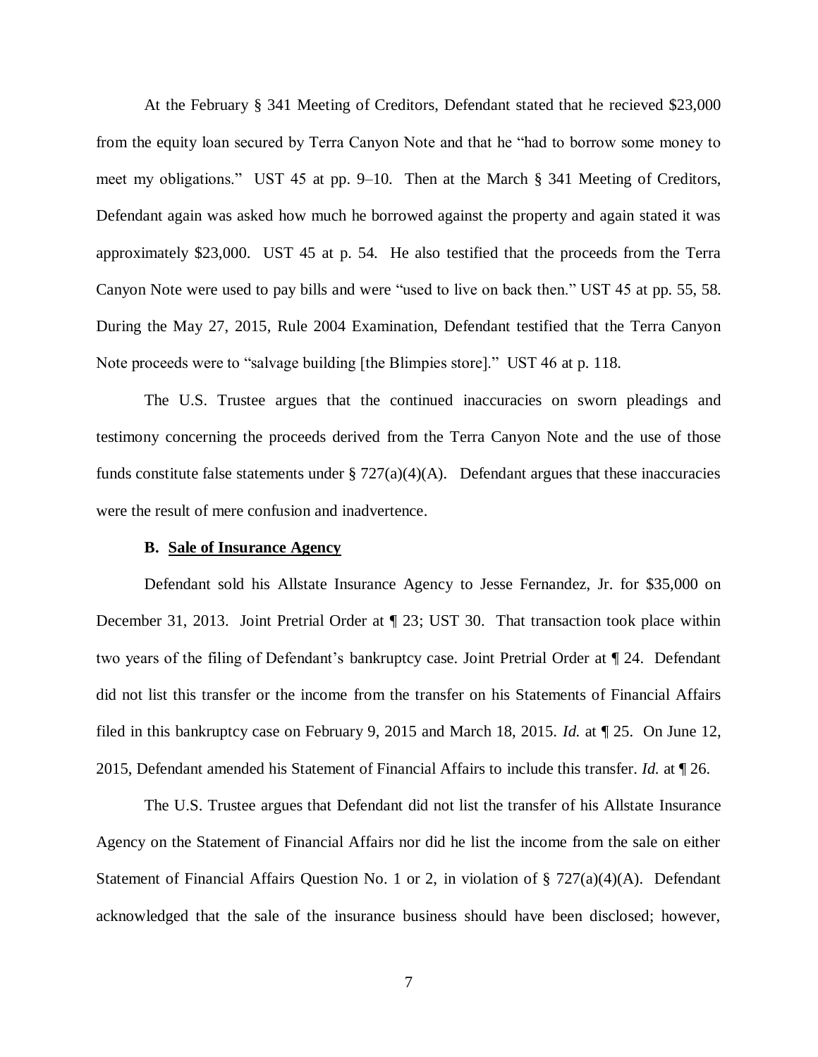At the February § 341 Meeting of Creditors, Defendant stated that he recieved $23,000 from the equity loan secured by Terra Canyon Note and that he "had to borrow some money to meet my obligations." UST 45 at pp. 9–10. Then at the March § 341 Meeting of Creditors, Defendant again was asked how much he borrowed against the property and again stated it was approximately $23,000. UST 45 at p. 54. He also testified that the proceeds from the Terra Canyon Note were used to pay bills and were "used to live on back then." UST 45 at pp. 55, 58. During the May 27, 2015, Rule 2004 Examination, Defendant testified that the Terra Canyon Note proceeds were to "salvage building [the Blimpies store]." UST 46 at p. 118.

The U.S. Trustee argues that the continued inaccuracies on sworn pleadings and testimony concerning the proceeds derived from the Terra Canyon Note and the use of those funds constitute false statements under § 727(a)(4)(A). Defendant argues that these inaccuracies were the result of mere confusion and inadvertence.

### B. Sale of Insurance Agency

Defendant sold his Allstate Insurance Agency to Jesse Fernandez, Jr. for $35,000 on December 31, 2013. Joint Pretrial Order at ¶ 23; UST 30. That transaction took place within two years of the filing of Defendant's bankruptcy case. Joint Pretrial Order at ¶ 24. Defendant did not list this transfer or the income from the transfer on his Statements of Financial Affairs filed in this bankruptcy case on February 9, 2015 and March 18, 2015. *Id.* at ¶ 25. On June 12, 2015, Defendant amended his Statement of Financial Affairs to include this transfer. *Id.* at ¶ 26.

The U.S. Trustee argues that Defendant did not list the transfer of his Allstate Insurance Agency on the Statement of Financial Affairs nor did he list the income from the sale on either Statement of Financial Affairs Question No. 1 or 2, in violation of § 727(a)(4)(A). Defendant acknowledged that the sale of the insurance business should have been disclosed; however,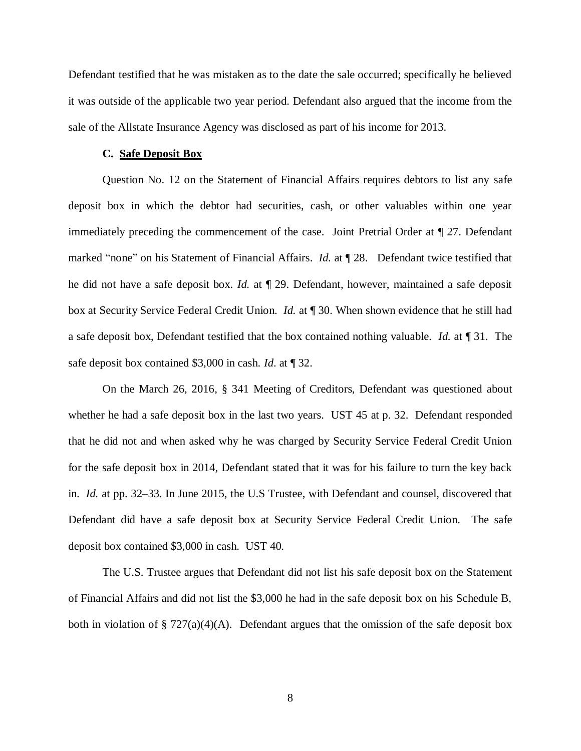Defendant testified that he was mistaken as to the date the sale occurred; specifically he believed it was outside of the applicable two year period. Defendant also argued that the income from the sale of the Allstate Insurance Agency was disclosed as part of his income for 2013.

### C. **Safe Deposit Box**

Question No. 12 on the Statement of Financial Affairs requires debtors to list any safe deposit box in which the debtor had securities, cash, or other valuables within one year immediately preceding the commencement of the case. Joint Pretrial Order at ¶ 27. Defendant marked "none" on his Statement of Financial Affairs. *Id.* at ¶ 28. Defendant twice testified that he did not have a safe deposit box. *Id.* at ¶ 29. Defendant, however, maintained a safe deposit box at Security Service Federal Credit Union. *Id.* at ¶ 30. When shown evidence that he still had a safe deposit box, Defendant testified that the box contained nothing valuable. *Id.* at ¶ 31. The safe deposit box contained $3,000 in cash. *Id*. at ¶ 32.

On the March 26, 2016, § 341 Meeting of Creditors, Defendant was questioned about whether he had a safe deposit box in the last two years. UST 45 at p. 32. Defendant responded that he did not and when asked why he was charged by Security Service Federal Credit Union for the safe deposit box in 2014, Defendant stated that it was for his failure to turn the key back in. *Id.* at pp. 32–33. In June 2015, the U.S Trustee, with Defendant and counsel, discovered that Defendant did have a safe deposit box at Security Service Federal Credit Union. The safe deposit box contained $3,000 in cash. UST 40.

The U.S. Trustee argues that Defendant did not list his safe deposit box on the Statement of Financial Affairs and did not list the $3,000 he had in the safe deposit box on his Schedule B, both in violation of § 727(a)(4)(A). Defendant argues that the omission of the safe deposit box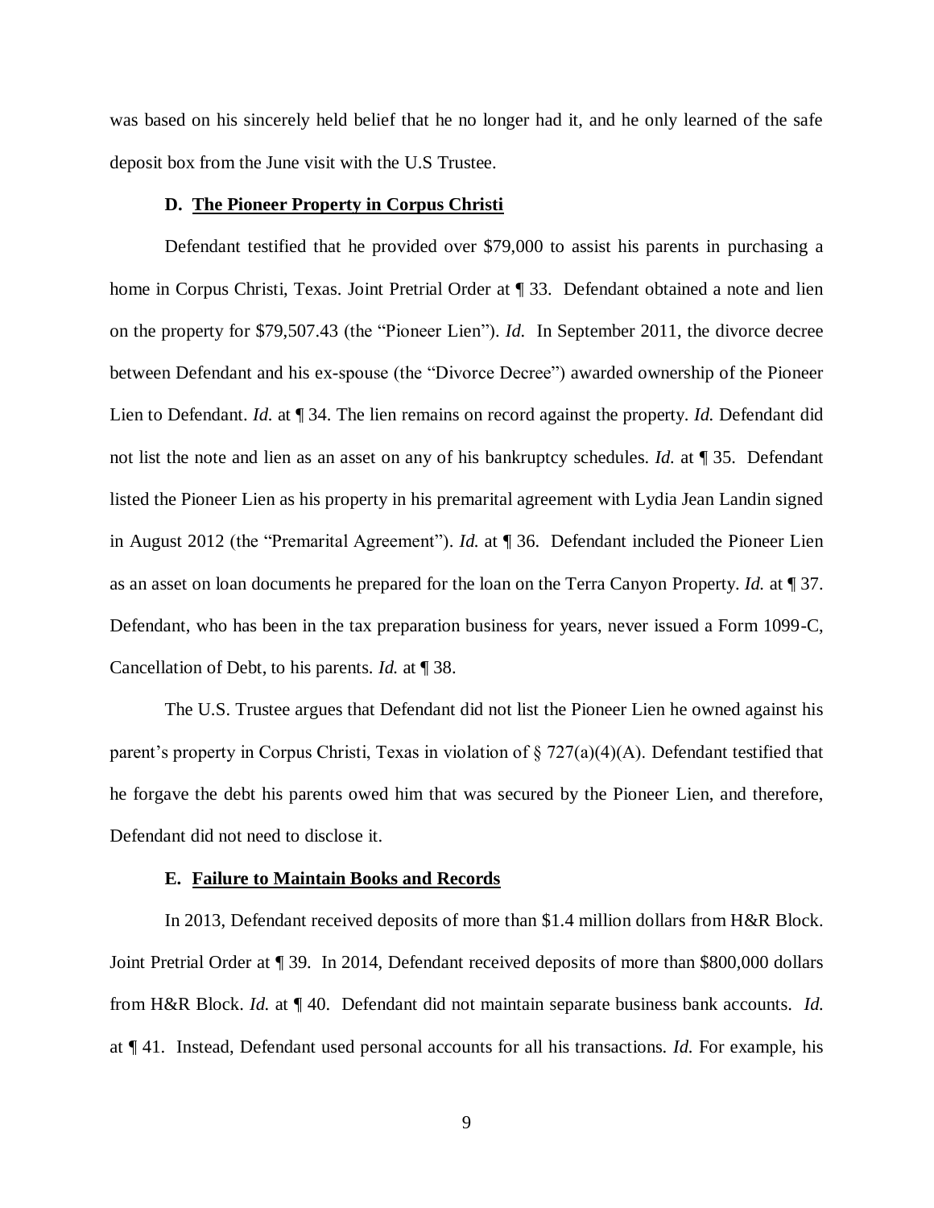was based on his sincerely held belief that he no longer had it, and he only learned of the safe deposit box from the June visit with the U.S Trustee.

### D. The Pioneer Property in Corpus Christi

Defendant testified that he provided over $79,000 to assist his parents in purchasing a home in Corpus Christi, Texas. Joint Pretrial Order at ¶ 33. Defendant obtained a note and lien on the property for $79,507.43 (the "Pioneer Lien"). *Id.* In September 2011, the divorce decree between Defendant and his ex-spouse (the "Divorce Decree") awarded ownership of the Pioneer Lien to Defendant. *Id.* at ¶ 34. The lien remains on record against the property. *Id.* Defendant did not list the note and lien as an asset on any of his bankruptcy schedules. *Id.* at ¶ 35. Defendant listed the Pioneer Lien as his property in his premarital agreement with Lydia Jean Landin signed in August 2012 (the "Premarital Agreement"). *Id.* at ¶ 36. Defendant included the Pioneer Lien as an asset on loan documents he prepared for the loan on the Terra Canyon Property. *Id.* at ¶ 37. Defendant, who has been in the tax preparation business for years, never issued a Form 1099-C, Cancellation of Debt, to his parents. *Id.* at ¶ 38.

The U.S. Trustee argues that Defendant did not list the Pioneer Lien he owned against his parent's property in Corpus Christi, Texas in violation of § 727(a)(4)(A). Defendant testified that he forgave the debt his parents owed him that was secured by the Pioneer Lien, and therefore, Defendant did not need to disclose it.

### E. Failure to Maintain Books and Records

In 2013, Defendant received deposits of more than $1.4 million dollars from H&R Block. Joint Pretrial Order at ¶ 39. In 2014, Defendant received deposits of more than $800,000 dollars from H&R Block. *Id.* at ¶ 40. Defendant did not maintain separate business bank accounts. *Id.* at ¶ 41. Instead, Defendant used personal accounts for all his transactions. *Id.* For example, his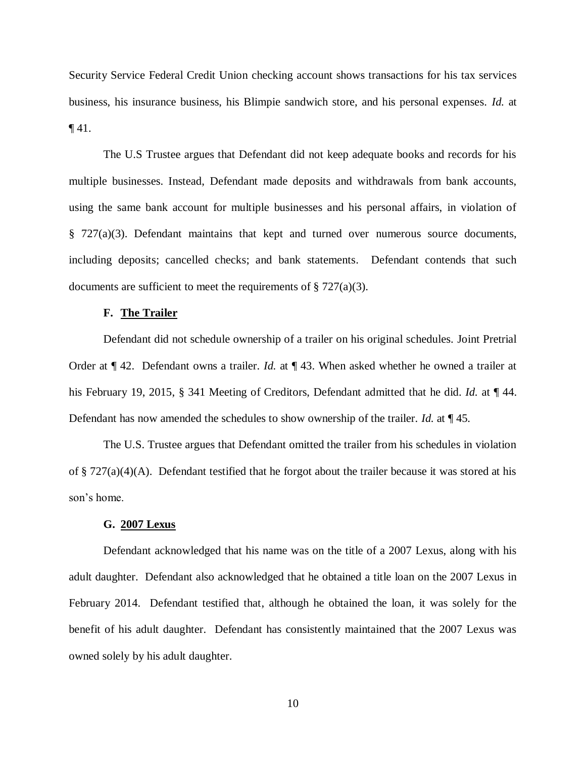Security Service Federal Credit Union checking account shows transactions for his tax services business, his insurance business, his Blimpie sandwich store, and his personal expenses. *Id.* at ¶ 41.

The U.S Trustee argues that Defendant did not keep adequate books and records for his multiple businesses. Instead, Defendant made deposits and withdrawals from bank accounts, using the same bank account for multiple businesses and his personal affairs, in violation of § 727(a)(3). Defendant maintains that kept and turned over numerous source documents, including deposits; cancelled checks; and bank statements. Defendant contends that such documents are sufficient to meet the requirements of § 727(a)(3).

**F. The Trailer**

Defendant did not schedule ownership of a trailer on his original schedules. Joint Pretrial Order at ¶ 42. Defendant owns a trailer. *Id.* at ¶ 43. When asked whether he owned a trailer at his February 19, 2015, § 341 Meeting of Creditors, Defendant admitted that he did. *Id.* at ¶ 44. Defendant has now amended the schedules to show ownership of the trailer. *Id.* at ¶ 45.

The U.S. Trustee argues that Defendant omitted the trailer from his schedules in violation of § 727(a)(4)(A). Defendant testified that he forgot about the trailer because it was stored at his son's home.

**G. 2007 Lexus**

Defendant acknowledged that his name was on the title of a 2007 Lexus, along with his adult daughter. Defendant also acknowledged that he obtained a title loan on the 2007 Lexus in February 2014. Defendant testified that, although he obtained the loan, it was solely for the benefit of his adult daughter. Defendant has consistently maintained that the 2007 Lexus was owned solely by his adult daughter.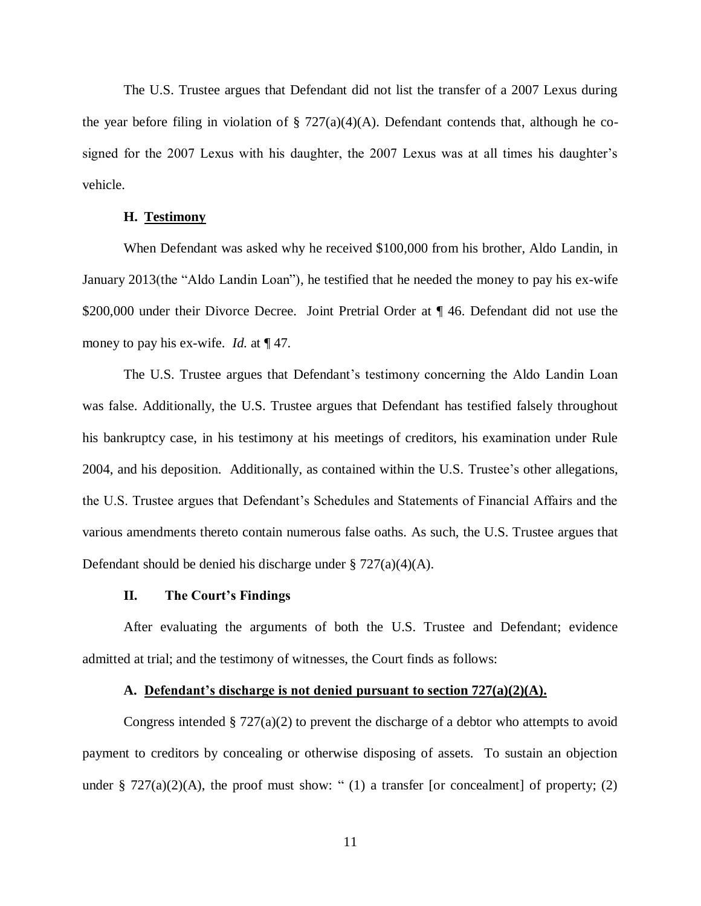The U.S. Trustee argues that Defendant did not list the transfer of a 2007 Lexus during the year before filing in violation of § 727(a)(4)(A). Defendant contends that, although he co-signed for the 2007 Lexus with his daughter, the 2007 Lexus was at all times his daughter's vehicle.

### H. <u>Testimony</u>

When Defendant was asked why he received $100,000 from his brother, Aldo Landin, in January 2013(the "Aldo Landin Loan"), he testified that he needed the money to pay his ex-wife $200,000 under their Divorce Decree. Joint Pretrial Order at ¶ 46. Defendant did not use the money to pay his ex-wife. *Id.* at ¶ 47.

The U.S. Trustee argues that Defendant's testimony concerning the Aldo Landin Loan was false. Additionally, the U.S. Trustee argues that Defendant has testified falsely throughout his bankruptcy case, in his testimony at his meetings of creditors, his examination under Rule 2004, and his deposition. Additionally, as contained within the U.S. Trustee's other allegations, the U.S. Trustee argues that Defendant's Schedules and Statements of Financial Affairs and the various amendments thereto contain numerous false oaths. As such, the U.S. Trustee argues that Defendant should be denied his discharge under § 727(a)(4)(A).

## II. The Court's Findings

After evaluating the arguments of both the U.S. Trustee and Defendant; evidence admitted at trial; and the testimony of witnesses, the Court finds as follows:

### A. <u>Defendant's discharge is not denied pursuant to section 727(a)(2)(A).</u>

Congress intended § 727(a)(2) to prevent the discharge of a debtor who attempts to avoid payment to creditors by concealing or otherwise disposing of assets. To sustain an objection under § 727(a)(2)(A), the proof must show: " (1) a transfer [or concealment] of property; (2)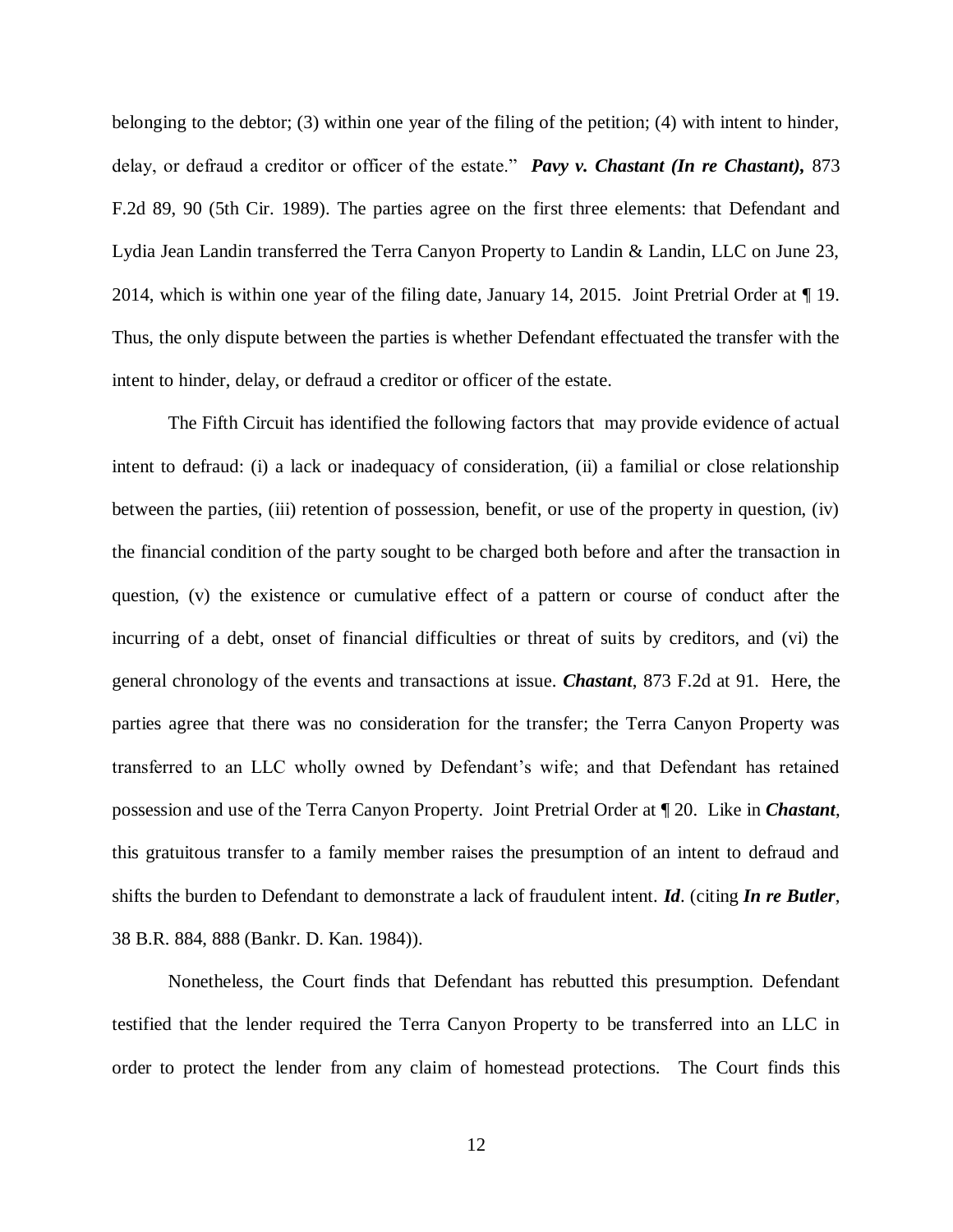belonging to the debtor; (3) within one year of the filing of the petition; (4) with intent to hinder, delay, or defraud a creditor or officer of the estate." ***Pavy v. Chastant (In re Chastant),*** 873 F.2d 89, 90 (5th Cir. 1989). The parties agree on the first three elements: that Defendant and Lydia Jean Landin transferred the Terra Canyon Property to Landin & Landin, LLC on June 23, 2014, which is within one year of the filing date, January 14, 2015. Joint Pretrial Order at ¶ 19. Thus, the only dispute between the parties is whether Defendant effectuated the transfer with the intent to hinder, delay, or defraud a creditor or officer of the estate.

The Fifth Circuit has identified the following factors that may provide evidence of actual intent to defraud: (i) a lack or inadequacy of consideration, (ii) a familial or close relationship between the parties, (iii) retention of possession, benefit, or use of the property in question, (iv) the financial condition of the party sought to be charged both before and after the transaction in question, (v) the existence or cumulative effect of a pattern or course of conduct after the incurring of a debt, onset of financial difficulties or threat of suits by creditors, and (vi) the general chronology of the events and transactions at issue. ***Chastant***, 873 F.2d at 91. Here, the parties agree that there was no consideration for the transfer; the Terra Canyon Property was transferred to an LLC wholly owned by Defendant's wife; and that Defendant has retained possession and use of the Terra Canyon Property. Joint Pretrial Order at ¶ 20. Like in ***Chastant***, this gratuitous transfer to a family member raises the presumption of an intent to defraud and shifts the burden to Defendant to demonstrate a lack of fraudulent intent. ***Id***. (citing ***In re Butler***, 38 B.R. 884, 888 (Bankr. D. Kan. 1984)).

Nonetheless, the Court finds that Defendant has rebutted this presumption. Defendant testified that the lender required the Terra Canyon Property to be transferred into an LLC in order to protect the lender from any claim of homestead protections. The Court finds this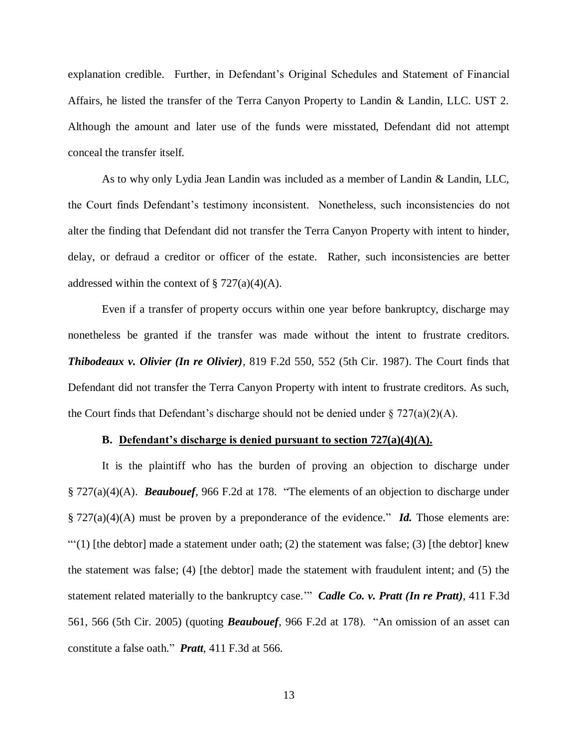explanation credible. Further, in Defendant's Original Schedules and Statement of Financial Affairs, he listed the transfer of the Terra Canyon Property to Landin & Landin, LLC. UST 2. Although the amount and later use of the funds were misstated, Defendant did not attempt conceal the transfer itself.

As to why only Lydia Jean Landin was included as a member of Landin & Landin, LLC, the Court finds Defendant's testimony inconsistent. Nonetheless, such inconsistencies do not alter the finding that Defendant did not transfer the Terra Canyon Property with intent to hinder, delay, or defraud a creditor or officer of the estate. Rather, such inconsistencies are better addressed within the context of § 727(a)(4)(A).

Even if a transfer of property occurs within one year before bankruptcy, discharge may nonetheless be granted if the transfer was made without the intent to frustrate creditors. ***Thibodeaux v. Olivier (In re Olivier)***, 819 F.2d 550, 552 (5th Cir. 1987). The Court finds that Defendant did not transfer the Terra Canyon Property with intent to frustrate creditors. As such, the Court finds that Defendant's discharge should not be denied under § 727(a)(2)(A).

**B. <u>Defendant's discharge is denied pursuant to section 727(a)(4)(A).</u>**

It is the plaintiff who has the burden of proving an objection to discharge under § 727(a)(4)(A). ***Beaubouef***, 966 F.2d at 178. "The elements of an objection to discharge under § 727(a)(4)(A) must be proven by a preponderance of the evidence." ***Id.*** Those elements are: "'(1) [the debtor] made a statement under oath; (2) the statement was false; (3) [the debtor] knew the statement was false; (4) [the debtor] made the statement with fraudulent intent; and (5) the statement related materially to the bankruptcy case.'" ***Cadle Co. v. Pratt (In re Pratt)***, 411 F.3d 561, 566 (5th Cir. 2005) (quoting ***Beaubouef***, 966 F.2d at 178). "An omission of an asset can constitute a false oath." ***Pratt***, 411 F.3d at 566.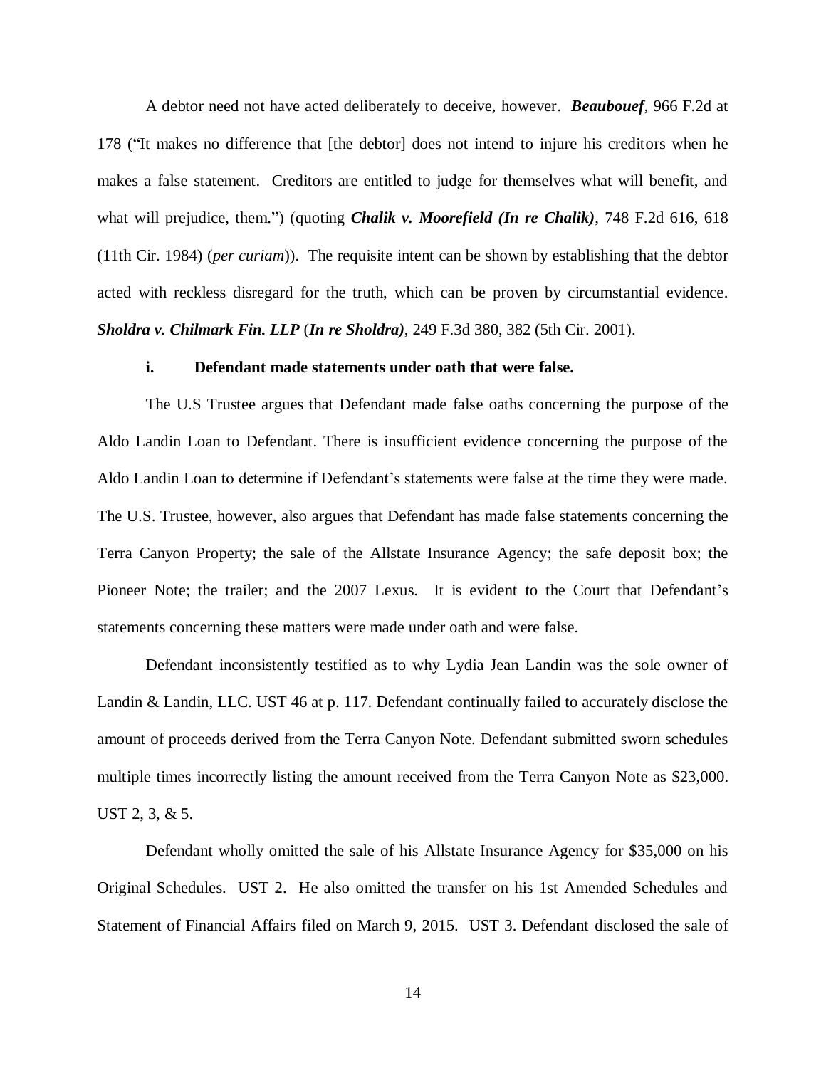A debtor need not have acted deliberately to deceive, however. ***Beaubouef***, 966 F.2d at 178 ("It makes no difference that [the debtor] does not intend to injure his creditors when he makes a false statement. Creditors are entitled to judge for themselves what will benefit, and what will prejudice, them.") (quoting ***Chalik v. Moorefield (In re Chalik)***, 748 F.2d 616, 618 (11th Cir. 1984) (*per curiam*)). The requisite intent can be shown by establishing that the debtor acted with reckless disregard for the truth, which can be proven by circumstantial evidence. ***Sholdra v. Chilmark Fin. LLP*** (***In re Sholdra)***, 249 F.3d 380, 382 (5th Cir. 2001).

**i. Defendant made statements under oath that were false.**

The U.S Trustee argues that Defendant made false oaths concerning the purpose of the Aldo Landin Loan to Defendant. There is insufficient evidence concerning the purpose of the Aldo Landin Loan to determine if Defendant's statements were false at the time they were made. The U.S. Trustee, however, also argues that Defendant has made false statements concerning the Terra Canyon Property; the sale of the Allstate Insurance Agency; the safe deposit box; the Pioneer Note; the trailer; and the 2007 Lexus. It is evident to the Court that Defendant's statements concerning these matters were made under oath and were false.

Defendant inconsistently testified as to why Lydia Jean Landin was the sole owner of Landin & Landin, LLC. UST 46 at p. 117. Defendant continually failed to accurately disclose the amount of proceeds derived from the Terra Canyon Note. Defendant submitted sworn schedules multiple times incorrectly listing the amount received from the Terra Canyon Note as $23,000. UST 2, 3, & 5.

Defendant wholly omitted the sale of his Allstate Insurance Agency for $35,000 on his Original Schedules. UST 2. He also omitted the transfer on his 1st Amended Schedules and Statement of Financial Affairs filed on March 9, 2015. UST 3. Defendant disclosed the sale of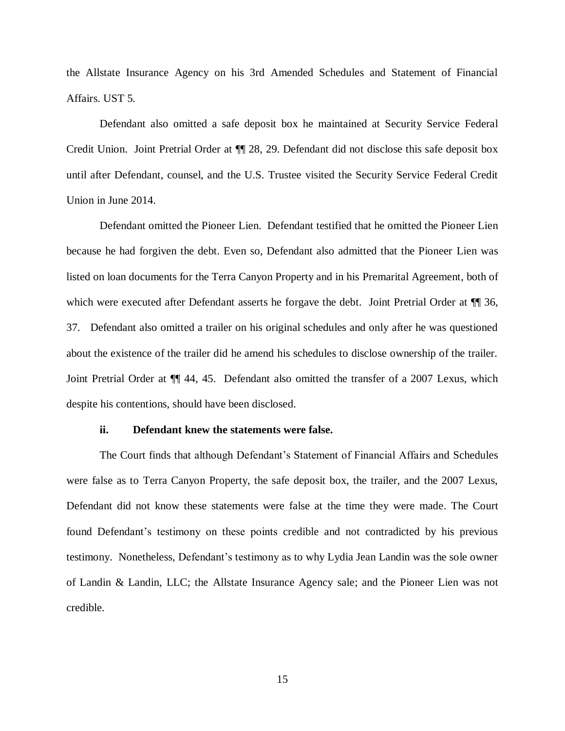the Allstate Insurance Agency on his 3rd Amended Schedules and Statement of Financial Affairs. UST 5.

Defendant also omitted a safe deposit box he maintained at Security Service Federal Credit Union. Joint Pretrial Order at ¶¶ 28, 29. Defendant did not disclose this safe deposit box until after Defendant, counsel, and the U.S. Trustee visited the Security Service Federal Credit Union in June 2014.

Defendant omitted the Pioneer Lien. Defendant testified that he omitted the Pioneer Lien because he had forgiven the debt. Even so, Defendant also admitted that the Pioneer Lien was listed on loan documents for the Terra Canyon Property and in his Premarital Agreement, both of which were executed after Defendant asserts he forgave the debt. Joint Pretrial Order at ¶¶ 36, 37. Defendant also omitted a trailer on his original schedules and only after he was questioned about the existence of the trailer did he amend his schedules to disclose ownership of the trailer. Joint Pretrial Order at ¶¶ 44, 45. Defendant also omitted the transfer of a 2007 Lexus, which despite his contentions, should have been disclosed.

**ii. Defendant knew the statements were false.**

The Court finds that although Defendant's Statement of Financial Affairs and Schedules were false as to Terra Canyon Property, the safe deposit box, the trailer, and the 2007 Lexus, Defendant did not know these statements were false at the time they were made. The Court found Defendant's testimony on these points credible and not contradicted by his previous testimony. Nonetheless, Defendant's testimony as to why Lydia Jean Landin was the sole owner of Landin & Landin, LLC; the Allstate Insurance Agency sale; and the Pioneer Lien was not credible.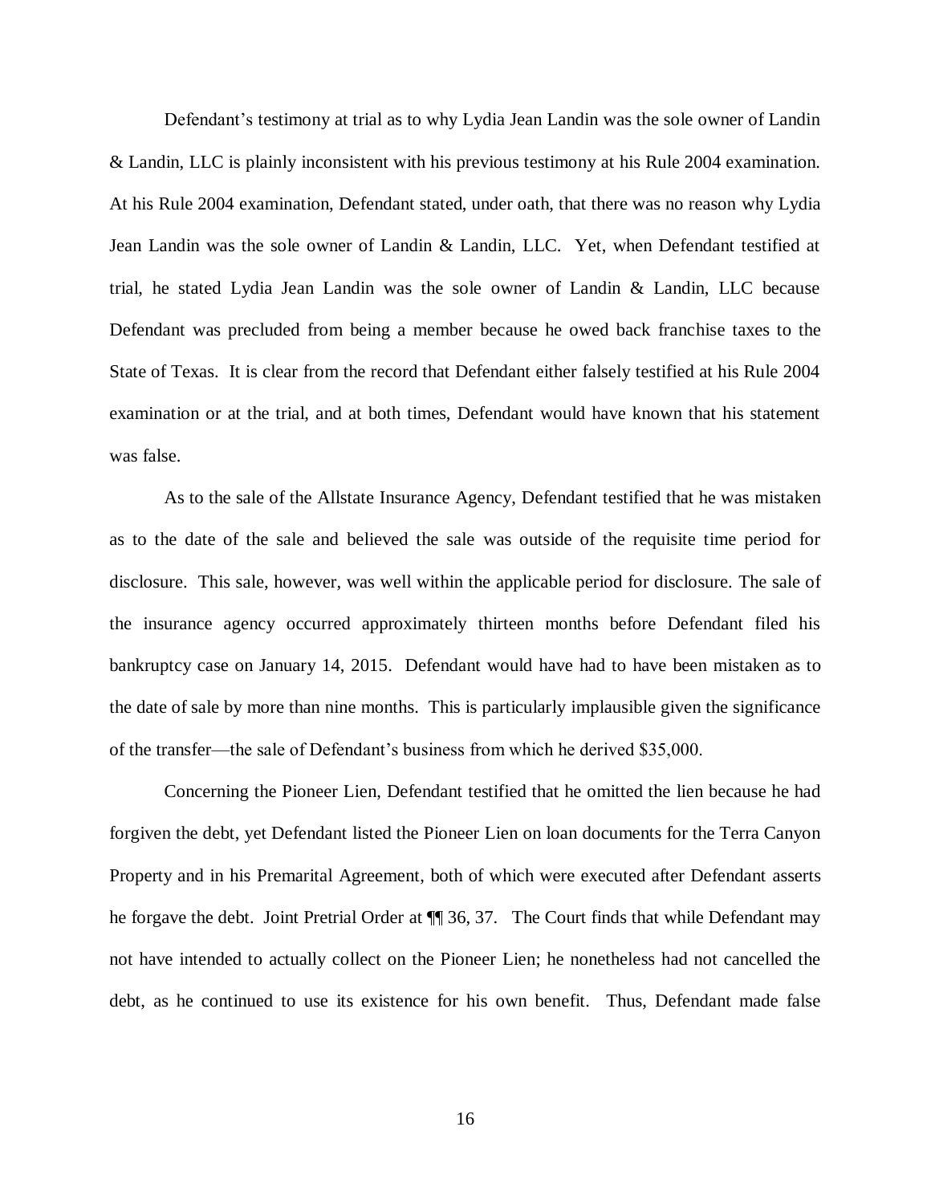Defendant's testimony at trial as to why Lydia Jean Landin was the sole owner of Landin & Landin, LLC is plainly inconsistent with his previous testimony at his Rule 2004 examination. At his Rule 2004 examination, Defendant stated, under oath, that there was no reason why Lydia Jean Landin was the sole owner of Landin & Landin, LLC. Yet, when Defendant testified at trial, he stated Lydia Jean Landin was the sole owner of Landin & Landin, LLC because Defendant was precluded from being a member because he owed back franchise taxes to the State of Texas. It is clear from the record that Defendant either falsely testified at his Rule 2004 examination or at the trial, and at both times, Defendant would have known that his statement was false.

As to the sale of the Allstate Insurance Agency, Defendant testified that he was mistaken as to the date of the sale and believed the sale was outside of the requisite time period for disclosure. This sale, however, was well within the applicable period for disclosure. The sale of the insurance agency occurred approximately thirteen months before Defendant filed his bankruptcy case on January 14, 2015. Defendant would have had to have been mistaken as to the date of sale by more than nine months. This is particularly implausible given the significance of the transfer—the sale of Defendant's business from which he derived $35,000.

Concerning the Pioneer Lien, Defendant testified that he omitted the lien because he had forgiven the debt, yet Defendant listed the Pioneer Lien on loan documents for the Terra Canyon Property and in his Premarital Agreement, both of which were executed after Defendant asserts he forgave the debt. Joint Pretrial Order at ¶¶ 36, 37. The Court finds that while Defendant may not have intended to actually collect on the Pioneer Lien; he nonetheless had not cancelled the debt, as he continued to use its existence for his own benefit. Thus, Defendant made false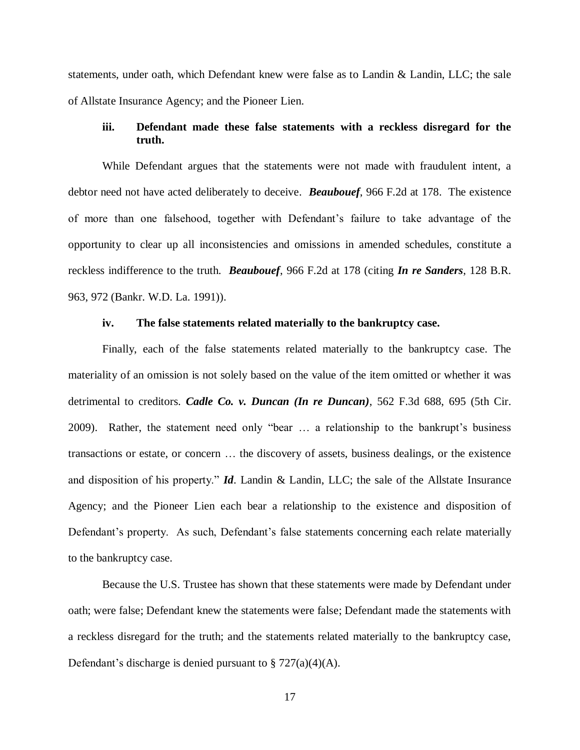statements, under oath, which Defendant knew were false as to Landin & Landin, LLC; the sale of Allstate Insurance Agency; and the Pioneer Lien.

#### iii. Defendant made these false statements with a reckless disregard for the truth.

While Defendant argues that the statements were not made with fraudulent intent, a debtor need not have acted deliberately to deceive. ***Beaubouef***, 966 F.2d at 178. The existence of more than one falsehood, together with Defendant's failure to take advantage of the opportunity to clear up all inconsistencies and omissions in amended schedules, constitute a reckless indifference to the truth. ***Beaubouef***, 966 F.2d at 178 (citing ***In re Sanders***, 128 B.R. 963, 972 (Bankr. W.D. La. 1991)).

#### iv. The false statements related materially to the bankruptcy case.

Finally, each of the false statements related materially to the bankruptcy case. The materiality of an omission is not solely based on the value of the item omitted or whether it was detrimental to creditors. ***Cadle Co. v. Duncan (In re Duncan)***, 562 F.3d 688, 695 (5th Cir. 2009). Rather, the statement need only "bear … a relationship to the bankrupt's business transactions or estate, or concern … the discovery of assets, business dealings, or the existence and disposition of his property." ***Id***. Landin & Landin, LLC; the sale of the Allstate Insurance Agency; and the Pioneer Lien each bear a relationship to the existence and disposition of Defendant's property. As such, Defendant's false statements concerning each relate materially to the bankruptcy case.

Because the U.S. Trustee has shown that these statements were made by Defendant under oath; were false; Defendant knew the statements were false; Defendant made the statements with a reckless disregard for the truth; and the statements related materially to the bankruptcy case, Defendant's discharge is denied pursuant to § 727(a)(4)(A).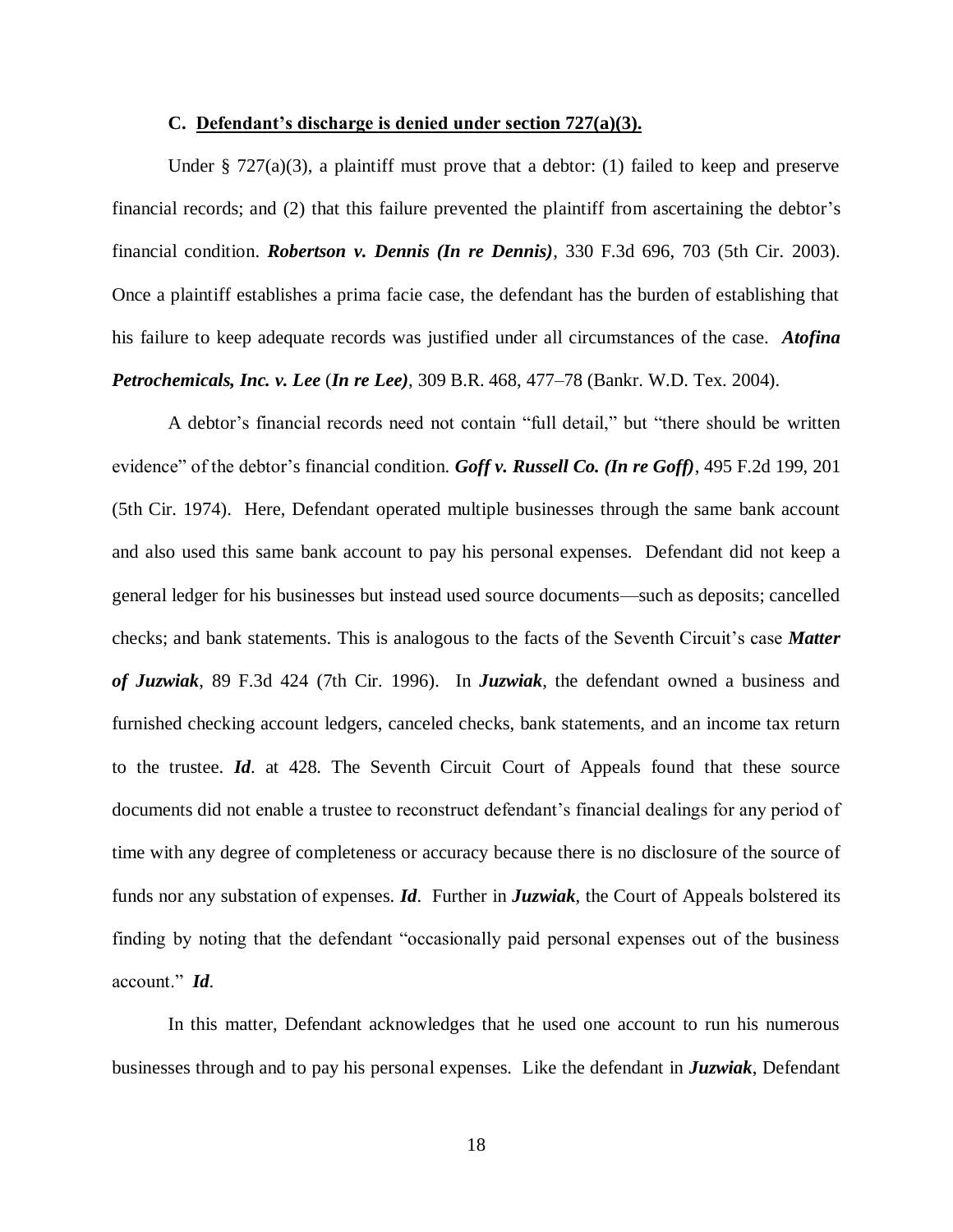### C. **Defendant's discharge is denied under section 727(a)(3).**

Under § 727(a)(3), a plaintiff must prove that a debtor: (1) failed to keep and preserve financial records; and (2) that this failure prevented the plaintiff from ascertaining the debtor's financial condition. ***Robertson v. Dennis (In re Dennis)***, 330 F.3d 696, 703 (5th Cir. 2003). Once a plaintiff establishes a prima facie case, the defendant has the burden of establishing that his failure to keep adequate records was justified under all circumstances of the case. ***Atofina Petrochemicals, Inc. v. Lee*** (***In re Lee)***, 309 B.R. 468, 477–78 (Bankr. W.D. Tex. 2004).

A debtor's financial records need not contain "full detail," but "there should be written evidence" of the debtor's financial condition. ***Goff v. Russell Co. (In re Goff)***, 495 F.2d 199, 201 (5th Cir. 1974). Here, Defendant operated multiple businesses through the same bank account and also used this same bank account to pay his personal expenses. Defendant did not keep a general ledger for his businesses but instead used source documents—such as deposits; cancelled checks; and bank statements. This is analogous to the facts of the Seventh Circuit's case ***Matter of Juzwiak***, 89 F.3d 424 (7th Cir. 1996). In ***Juzwiak***, the defendant owned a business and furnished checking account ledgers, canceled checks, bank statements, and an income tax return to the trustee. ***Id***. at 428. The Seventh Circuit Court of Appeals found that these source documents did not enable a trustee to reconstruct defendant's financial dealings for any period of time with any degree of completeness or accuracy because there is no disclosure of the source of funds nor any substation of expenses. ***Id***. Further in ***Juzwiak***, the Court of Appeals bolstered its finding by noting that the defendant "occasionally paid personal expenses out of the business account." ***Id***.

In this matter, Defendant acknowledges that he used one account to run his numerous businesses through and to pay his personal expenses. Like the defendant in ***Juzwiak***, Defendant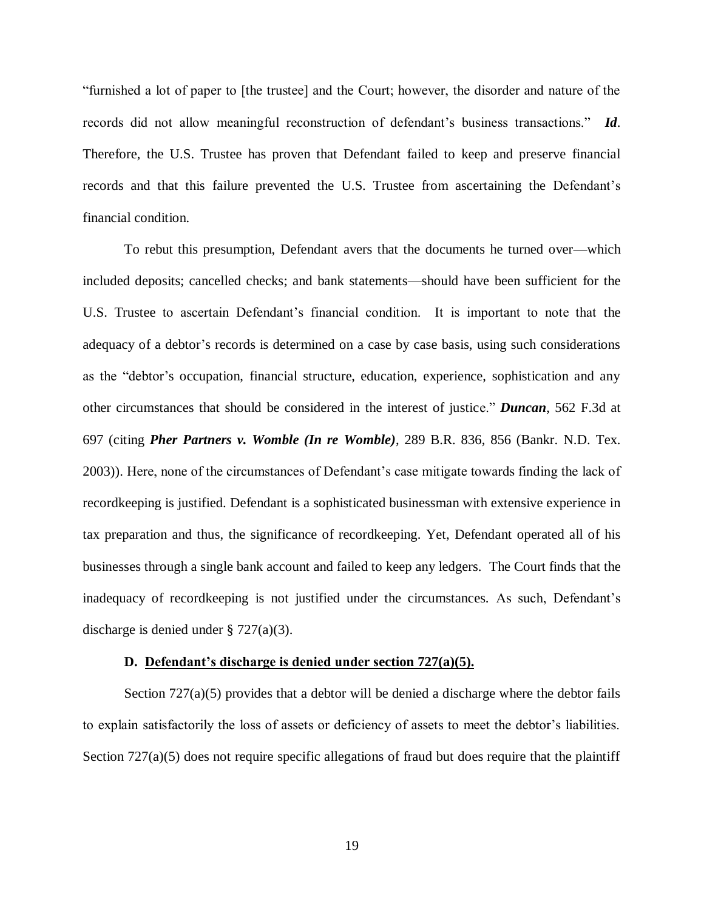"furnished a lot of paper to [the trustee] and the Court; however, the disorder and nature of the records did not allow meaningful reconstruction of defendant's business transactions." ***Id***. Therefore, the U.S. Trustee has proven that Defendant failed to keep and preserve financial records and that this failure prevented the U.S. Trustee from ascertaining the Defendant's financial condition.

To rebut this presumption, Defendant avers that the documents he turned over—which included deposits; cancelled checks; and bank statements—should have been sufficient for the U.S. Trustee to ascertain Defendant's financial condition. It is important to note that the adequacy of a debtor's records is determined on a case by case basis, using such considerations as the "debtor's occupation, financial structure, education, experience, sophistication and any other circumstances that should be considered in the interest of justice." ***Duncan***, 562 F.3d at 697 (citing ***Pher Partners v. Womble (In re Womble)***, 289 B.R. 836, 856 (Bankr. N.D. Tex. 2003)). Here, none of the circumstances of Defendant's case mitigate towards finding the lack of recordkeeping is justified. Defendant is a sophisticated businessman with extensive experience in tax preparation and thus, the significance of recordkeeping. Yet, Defendant operated all of his businesses through a single bank account and failed to keep any ledgers. The Court finds that the inadequacy of recordkeeping is not justified under the circumstances. As such, Defendant's discharge is denied under § 727(a)(3).

### D. <u>Defendant's discharge is denied under section 727(a)(5).</u>

Section 727(a)(5) provides that a debtor will be denied a discharge where the debtor fails to explain satisfactorily the loss of assets or deficiency of assets to meet the debtor's liabilities. Section 727(a)(5) does not require specific allegations of fraud but does require that the plaintiff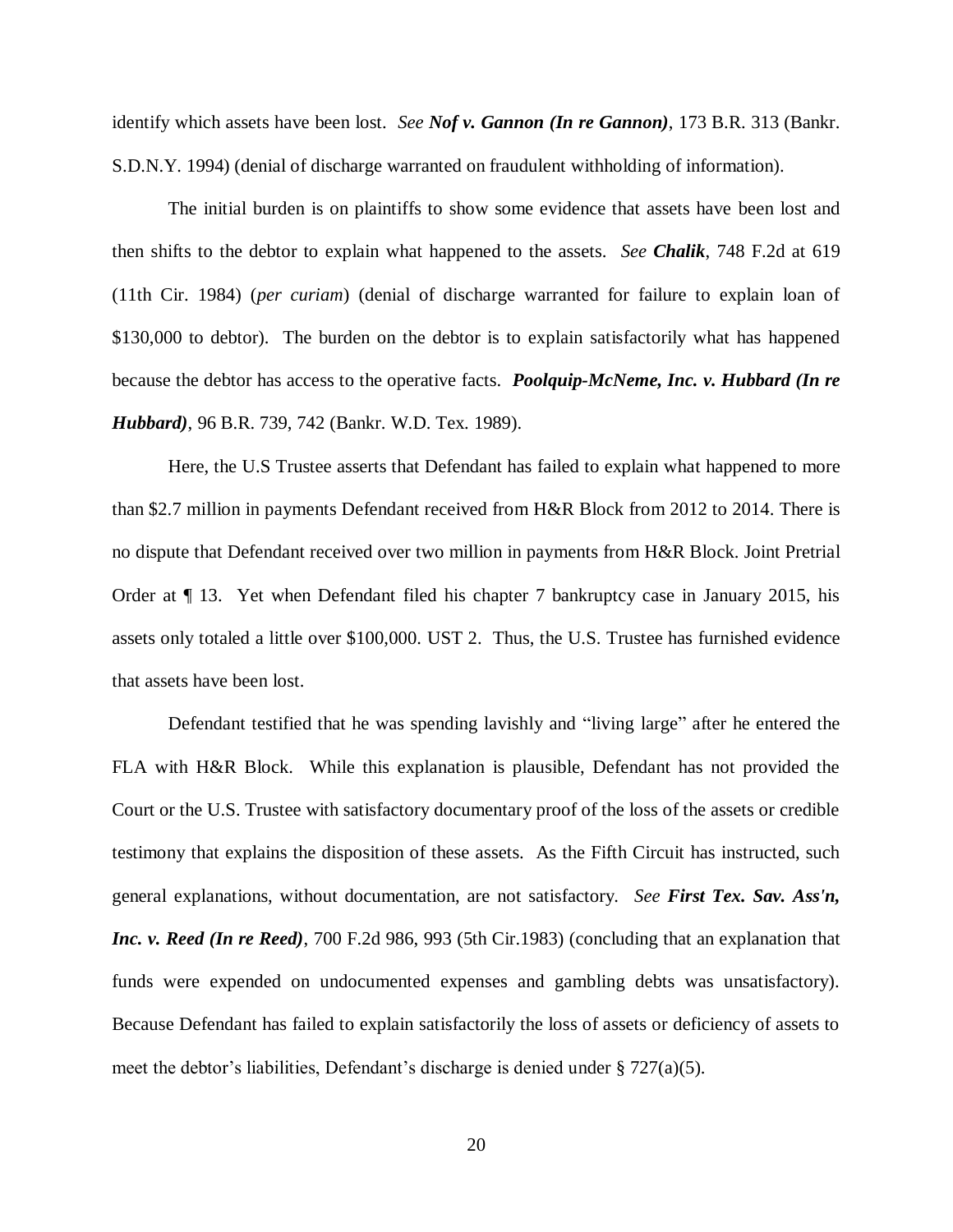identify which assets have been lost. *See* ***Nof v. Gannon (In re Gannon)***, 173 B.R. 313 (Bankr. S.D.N.Y. 1994) (denial of discharge warranted on fraudulent withholding of information).

The initial burden is on plaintiffs to show some evidence that assets have been lost and then shifts to the debtor to explain what happened to the assets. *See* ***Chalik***, 748 F.2d at 619 (11th Cir. 1984) (*per curiam*) (denial of discharge warranted for failure to explain loan of $130,000 to debtor). The burden on the debtor is to explain satisfactorily what has happened because the debtor has access to the operative facts. ***Poolquip-McNeme, Inc. v. Hubbard (In re Hubbard)***, 96 B.R. 739, 742 (Bankr. W.D. Tex. 1989).

Here, the U.S Trustee asserts that Defendant has failed to explain what happened to more than $2.7 million in payments Defendant received from H&R Block from 2012 to 2014. There is no dispute that Defendant received over two million in payments from H&R Block. Joint Pretrial Order at ¶ 13. Yet when Defendant filed his chapter 7 bankruptcy case in January 2015, his assets only totaled a little over $100,000. UST 2. Thus, the U.S. Trustee has furnished evidence that assets have been lost.

Defendant testified that he was spending lavishly and "living large" after he entered the FLA with H&R Block. While this explanation is plausible, Defendant has not provided the Court or the U.S. Trustee with satisfactory documentary proof of the loss of the assets or credible testimony that explains the disposition of these assets. As the Fifth Circuit has instructed, such general explanations, without documentation, are not satisfactory. *See* ***First Tex. Sav. Ass'n, Inc. v. Reed (In re Reed)***, 700 F.2d 986, 993 (5th Cir.1983) (concluding that an explanation that funds were expended on undocumented expenses and gambling debts was unsatisfactory). Because Defendant has failed to explain satisfactorily the loss of assets or deficiency of assets to meet the debtor's liabilities, Defendant's discharge is denied under § 727(a)(5).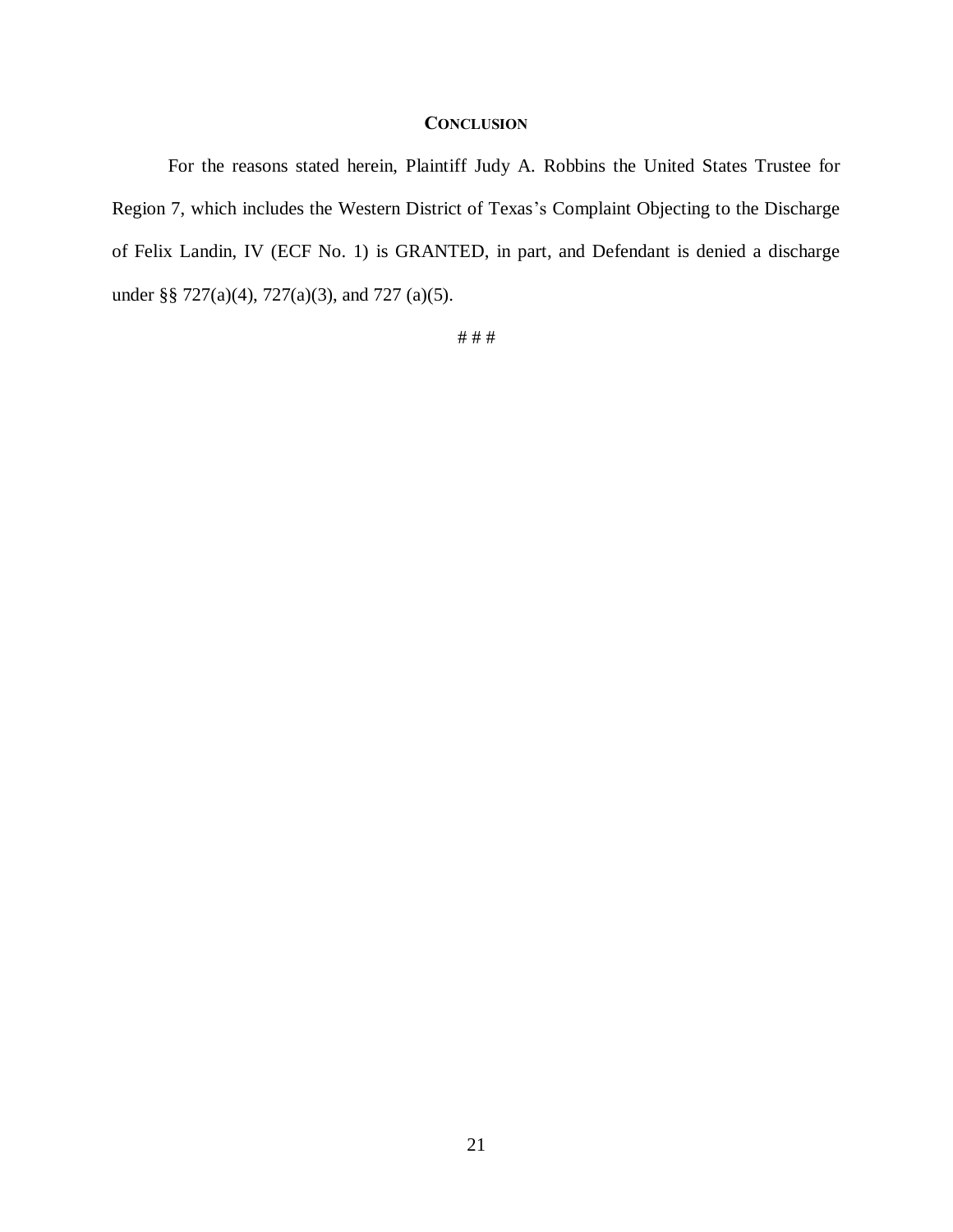## CONCLUSION

For the reasons stated herein, Plaintiff Judy A. Robbins the United States Trustee for Region 7, which includes the Western District of Texas's Complaint Objecting to the Discharge of Felix Landin, IV (ECF No. 1) is GRANTED, in part, and Defendant is denied a discharge under §§ 727(a)(4), 727(a)(3), and 727 (a)(5).

# # #